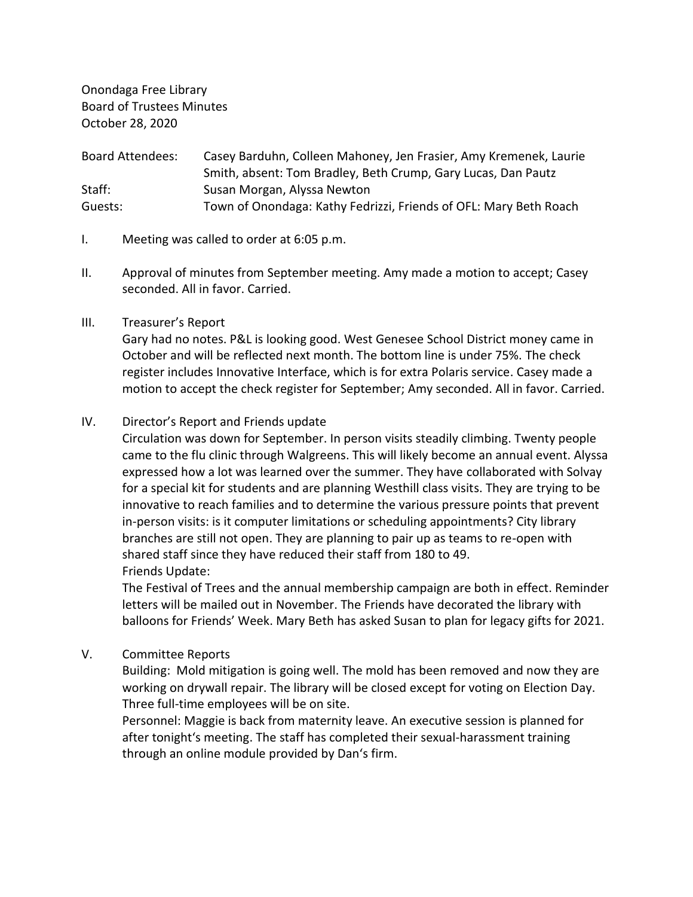Onondaga Free Library
Board of Trustees Minutes
October 28, 2020

| | |
|---|---|
| Board Attendees: | Casey Barduhn, Colleen Mahoney, Jen Frasier, Amy Kremenek, Laurie Smith, absent: Tom Bradley, Beth Crump, Gary Lucas, Dan Pautz |
| Staff: | Susan Morgan, Alyssa Newton |
| Guests: | Town of Onondaga: Kathy Fedrizzi, Friends of OFL: Mary Beth Roach |

I. Meeting was called to order at 6:05 p.m.

II. Approval of minutes from September meeting. Amy made a motion to accept; Casey seconded. All in favor. Carried.

III. Treasurer's Report
Gary had no notes. P&L is looking good. West Genesee School District money came in October and will be reflected next month. The bottom line is under 75%. The check register includes Innovative Interface, which is for extra Polaris service. Casey made a motion to accept the check register for September; Amy seconded. All in favor. Carried.

IV. Director's Report and Friends update
Circulation was down for September. In person visits steadily climbing. Twenty people came to the flu clinic through Walgreens. This will likely become an annual event. Alyssa expressed how a lot was learned over the summer. They have collaborated with Solvay for a special kit for students and are planning Westhill class visits. They are trying to be innovative to reach families and to determine the various pressure points that prevent in-person visits: is it computer limitations or scheduling appointments? City library branches are still not open. They are planning to pair up as teams to re-open with shared staff since they have reduced their staff from 180 to 49.
Friends Update:
The Festival of Trees and the annual membership campaign are both in effect. Reminder letters will be mailed out in November. The Friends have decorated the library with balloons for Friends' Week. Mary Beth has asked Susan to plan for legacy gifts for 2021.

V. Committee Reports
Building: Mold mitigation is going well. The mold has been removed and now they are working on drywall repair. The library will be closed except for voting on Election Day. Three full-time employees will be on site.
Personnel: Maggie is back from maternity leave. An executive session is planned for after tonight's meeting. The staff has completed their sexual-harassment training through an online module provided by Dan's firm.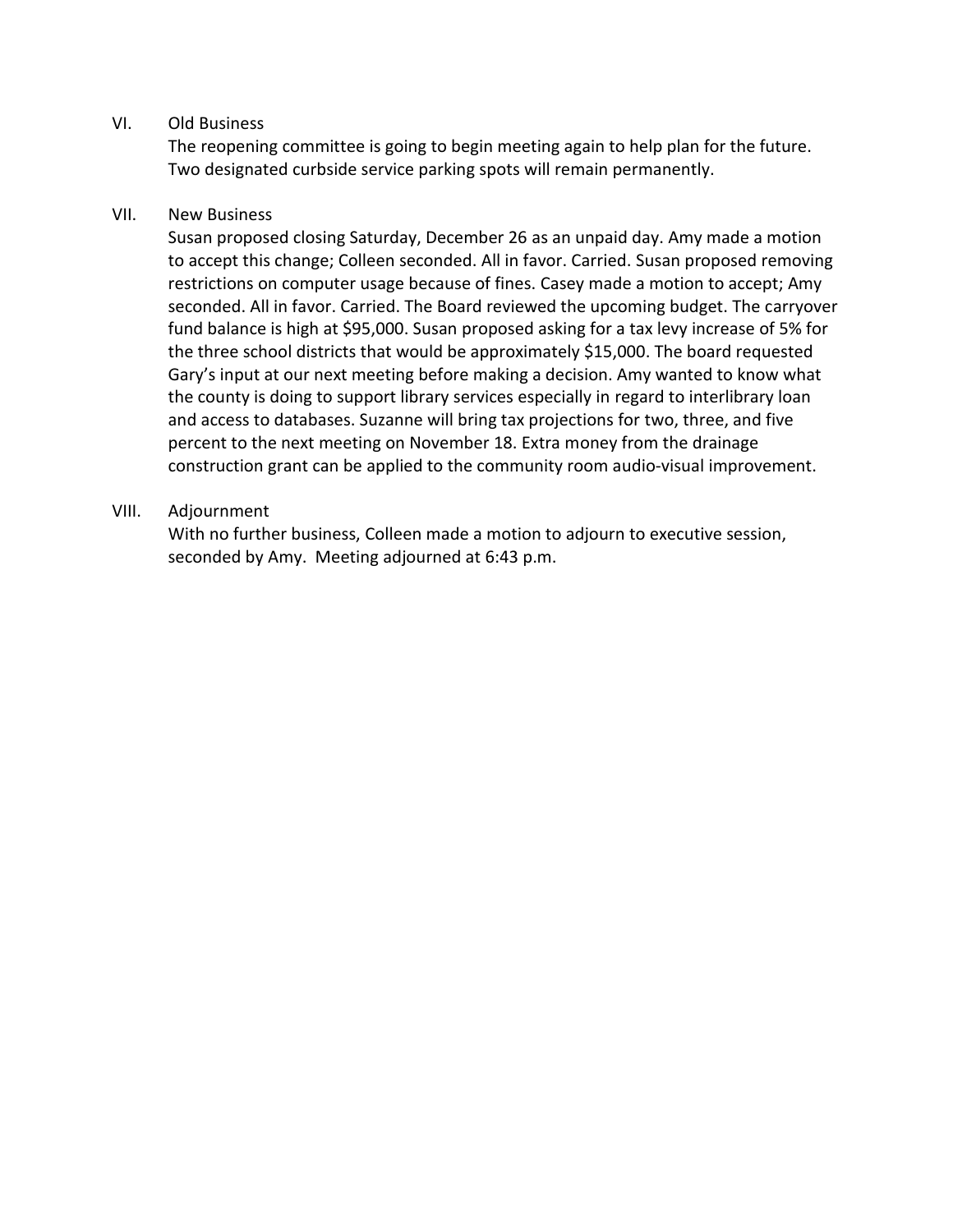## VI. Old Business

The reopening committee is going to begin meeting again to help plan for the future. Two designated curbside service parking spots will remain permanently.

## VII. New Business

Susan proposed closing Saturday, December 26 as an unpaid day. Amy made a motion to accept this change; Colleen seconded. All in favor. Carried. Susan proposed removing restrictions on computer usage because of fines. Casey made a motion to accept; Amy seconded. All in favor. Carried. The Board reviewed the upcoming budget. The carryover fund balance is high at $95,000. Susan proposed asking for a tax levy increase of 5% for the three school districts that would be approximately $15,000. The board requested Gary's input at our next meeting before making a decision. Amy wanted to know what the county is doing to support library services especially in regard to interlibrary loan and access to databases. Suzanne will bring tax projections for two, three, and five percent to the next meeting on November 18. Extra money from the drainage construction grant can be applied to the community room audio-visual improvement.

## VIII. Adjournment

With no further business, Colleen made a motion to adjourn to executive session, seconded by Amy. Meeting adjourned at 6:43 p.m.